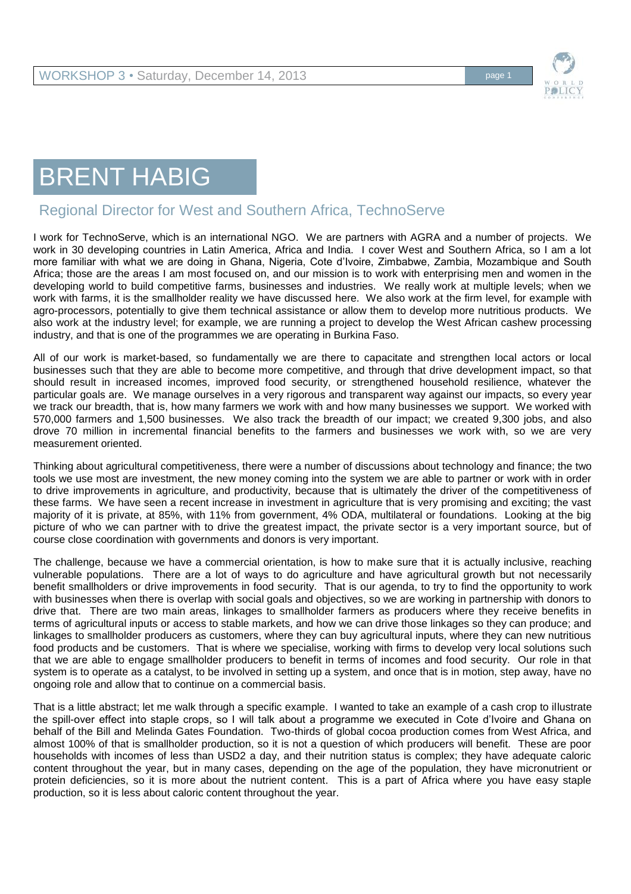# BRENT HABIG

## Regional Director for West and Southern Africa, TechnoServe

I work for TechnoServe, which is an international NGO. We are partners with AGRA and a number of projects. We work in 30 developing countries in Latin America, Africa and India. I cover West and Southern Africa, so I am a lot more familiar with what we are doing in Ghana, Nigeria, Cote d'Ivoire, Zimbabwe, Zambia, Mozambique and South Africa; those are the areas I am most focused on, and our mission is to work with enterprising men and women in the developing world to build competitive farms, businesses and industries. We really work at multiple levels; when we work with farms, it is the smallholder reality we have discussed here. We also work at the firm level, for example with agro-processors, potentially to give them technical assistance or allow them to develop more nutritious products. We also work at the industry level; for example, we are running a project to develop the West African cashew processing industry, and that is one of the programmes we are operating in Burkina Faso.

All of our work is market-based, so fundamentally we are there to capacitate and strengthen local actors or local businesses such that they are able to become more competitive, and through that drive development impact, so that should result in increased incomes, improved food security, or strengthened household resilience, whatever the particular goals are. We manage ourselves in a very rigorous and transparent way against our impacts, so every year we track our breadth, that is, how many farmers we work with and how many businesses we support. We worked with 570,000 farmers and 1,500 businesses. We also track the breadth of our impact; we created 9,300 jobs, and also drove 70 million in incremental financial benefits to the farmers and businesses we work with, so we are very measurement oriented.

Thinking about agricultural competitiveness, there were a number of discussions about technology and finance; the two tools we use most are investment, the new money coming into the system we are able to partner or work with in order to drive improvements in agriculture, and productivity, because that is ultimately the driver of the competitiveness of these farms. We have seen a recent increase in investment in agriculture that is very promising and exciting; the vast majority of it is private, at 85%, with 11% from government, 4% ODA, multilateral or foundations. Looking at the big picture of who we can partner with to drive the greatest impact, the private sector is a very important source, but of course close coordination with governments and donors is very important.

The challenge, because we have a commercial orientation, is how to make sure that it is actually inclusive, reaching vulnerable populations. There are a lot of ways to do agriculture and have agricultural growth but not necessarily benefit smallholders or drive improvements in food security. That is our agenda, to try to find the opportunity to work with businesses when there is overlap with social goals and objectives, so we are working in partnership with donors to drive that. There are two main areas, linkages to smallholder farmers as producers where they receive benefits in terms of agricultural inputs or access to stable markets, and how we can drive those linkages so they can produce; and linkages to smallholder producers as customers, where they can buy agricultural inputs, where they can new nutritious food products and be customers. That is where we specialise, working with firms to develop very local solutions such that we are able to engage smallholder producers to benefit in terms of incomes and food security. Our role in that system is to operate as a catalyst, to be involved in setting up a system, and once that is in motion, step away, have no ongoing role and allow that to continue on a commercial basis.

That is a little abstract; let me walk through a specific example. I wanted to take an example of a cash crop to illustrate the spill-over effect into staple crops, so I will talk about a programme we executed in Cote d'Ivoire and Ghana on behalf of the Bill and Melinda Gates Foundation. Two-thirds of global cocoa production comes from West Africa, and almost 100% of that is smallholder production, so it is not a question of which producers will benefit. These are poor households with incomes of less than USD2 a day, and their nutrition status is complex; they have adequate caloric content throughout the year, but in many cases, depending on the age of the population, they have micronutrient or protein deficiencies, so it is more about the nutrient content. This is a part of Africa where you have easy staple production, so it is less about caloric content throughout the year.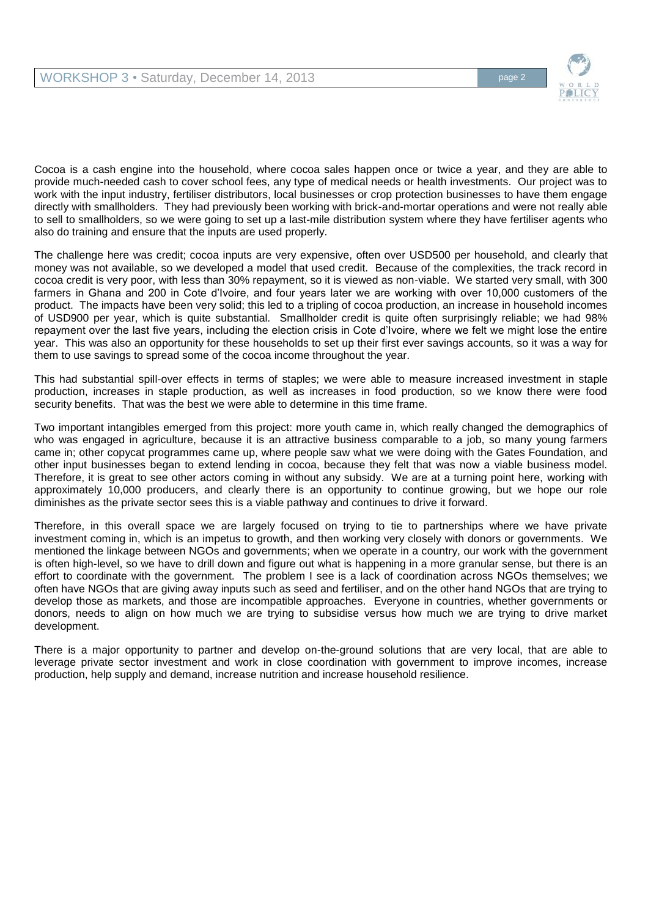Cocoa is a cash engine into the household, where cocoa sales happen once or twice a year, and they are able to provide much-needed cash to cover school fees, any type of medical needs or health investments. Our project was to work with the input industry, fertiliser distributors, local businesses or crop protection businesses to have them engage directly with smallholders. They had previously been working with brick-and-mortar operations and were not really able to sell to smallholders, so we were going to set up a last-mile distribution system where they have fertiliser agents who also do training and ensure that the inputs are used properly.

The challenge here was credit; cocoa inputs are very expensive, often over USD500 per household, and clearly that money was not available, so we developed a model that used credit. Because of the complexities, the track record in cocoa credit is very poor, with less than 30% repayment, so it is viewed as non-viable. We started very small, with 300 farmers in Ghana and 200 in Cote d'Ivoire, and four years later we are working with over 10,000 customers of the product. The impacts have been very solid; this led to a tripling of cocoa production, an increase in household incomes of USD900 per year, which is quite substantial. Smallholder credit is quite often surprisingly reliable; we had 98% repayment over the last five years, including the election crisis in Cote d'Ivoire, where we felt we might lose the entire year. This was also an opportunity for these households to set up their first ever savings accounts, so it was a way for them to use savings to spread some of the cocoa income throughout the year.

This had substantial spill-over effects in terms of staples; we were able to measure increased investment in staple production, increases in staple production, as well as increases in food production, so we know there were food security benefits. That was the best we were able to determine in this time frame.

Two important intangibles emerged from this project: more youth came in, which really changed the demographics of who was engaged in agriculture, because it is an attractive business comparable to a job, so many young farmers came in; other copycat programmes came up, where people saw what we were doing with the Gates Foundation, and other input businesses began to extend lending in cocoa, because they felt that was now a viable business model. Therefore, it is great to see other actors coming in without any subsidy. We are at a turning point here, working with approximately 10,000 producers, and clearly there is an opportunity to continue growing, but we hope our role diminishes as the private sector sees this is a viable pathway and continues to drive it forward.

Therefore, in this overall space we are largely focused on trying to tie to partnerships where we have private investment coming in, which is an impetus to growth, and then working very closely with donors or governments. We mentioned the linkage between NGOs and governments; when we operate in a country, our work with the government is often high-level, so we have to drill down and figure out what is happening in a more granular sense, but there is an effort to coordinate with the government. The problem I see is a lack of coordination across NGOs themselves; we often have NGOs that are giving away inputs such as seed and fertiliser, and on the other hand NGOs that are trying to develop those as markets, and those are incompatible approaches. Everyone in countries, whether governments or donors, needs to align on how much we are trying to subsidise versus how much we are trying to drive market development.

There is a major opportunity to partner and develop on-the-ground solutions that are very local, that are able to leverage private sector investment and work in close coordination with government to improve incomes, increase production, help supply and demand, increase nutrition and increase household resilience.